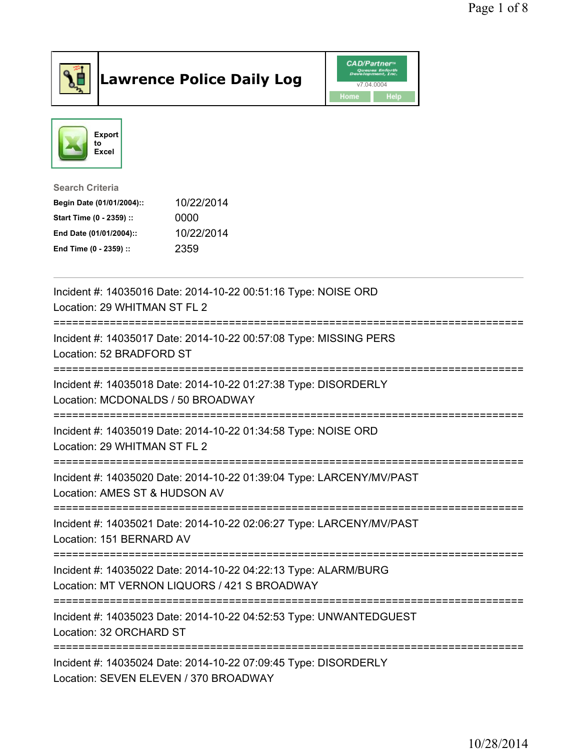# Lawrence Police Daily Log

CAD/Partner™ Queues Enforth Development, Inc. v7.04.0004

Home Help

Export to Excel

**Search Criteria**

| | |
|---|---|
| **Begin Date (01/01/2004)::** | 10/22/2014 |
| **Start Time (0 - 2359) ::** | 0000 |
| **End Date (01/01/2004)::** | 10/22/2014 |
| **End Time (0 - 2359) ::** | 2359 |

---

Incident #: 14035016 Date: 2014-10-22 00:51:16 Type: NOISE ORD
Location: 29 WHITMAN ST FL 2

===========================================================================

Incident #: 14035017 Date: 2014-10-22 00:57:08 Type: MISSING PERS
Location: 52 BRADFORD ST

===========================================================================

Incident #: 14035018 Date: 2014-10-22 01:27:38 Type: DISORDERLY
Location: MCDONALDS / 50 BROADWAY

===========================================================================

Incident #: 14035019 Date: 2014-10-22 01:34:58 Type: NOISE ORD
Location: 29 WHITMAN ST FL 2

===========================================================================

Incident #: 14035020 Date: 2014-10-22 01:39:04 Type: LARCENY/MV/PAST
Location: AMES ST & HUDSON AV

===========================================================================

Incident #: 14035021 Date: 2014-10-22 02:06:27 Type: LARCENY/MV/PAST
Location: 151 BERNARD AV

===========================================================================

Incident #: 14035022 Date: 2014-10-22 04:22:13 Type: ALARM/BURG
Location: MT VERNON LIQUORS / 421 S BROADWAY

===========================================================================

Incident #: 14035023 Date: 2014-10-22 04:52:53 Type: UNWANTEDGUEST
Location: 32 ORCHARD ST

===========================================================================

Incident #: 14035024 Date: 2014-10-22 07:09:45 Type: DISORDERLY
Location: SEVEN ELEVEN / 370 BROADWAY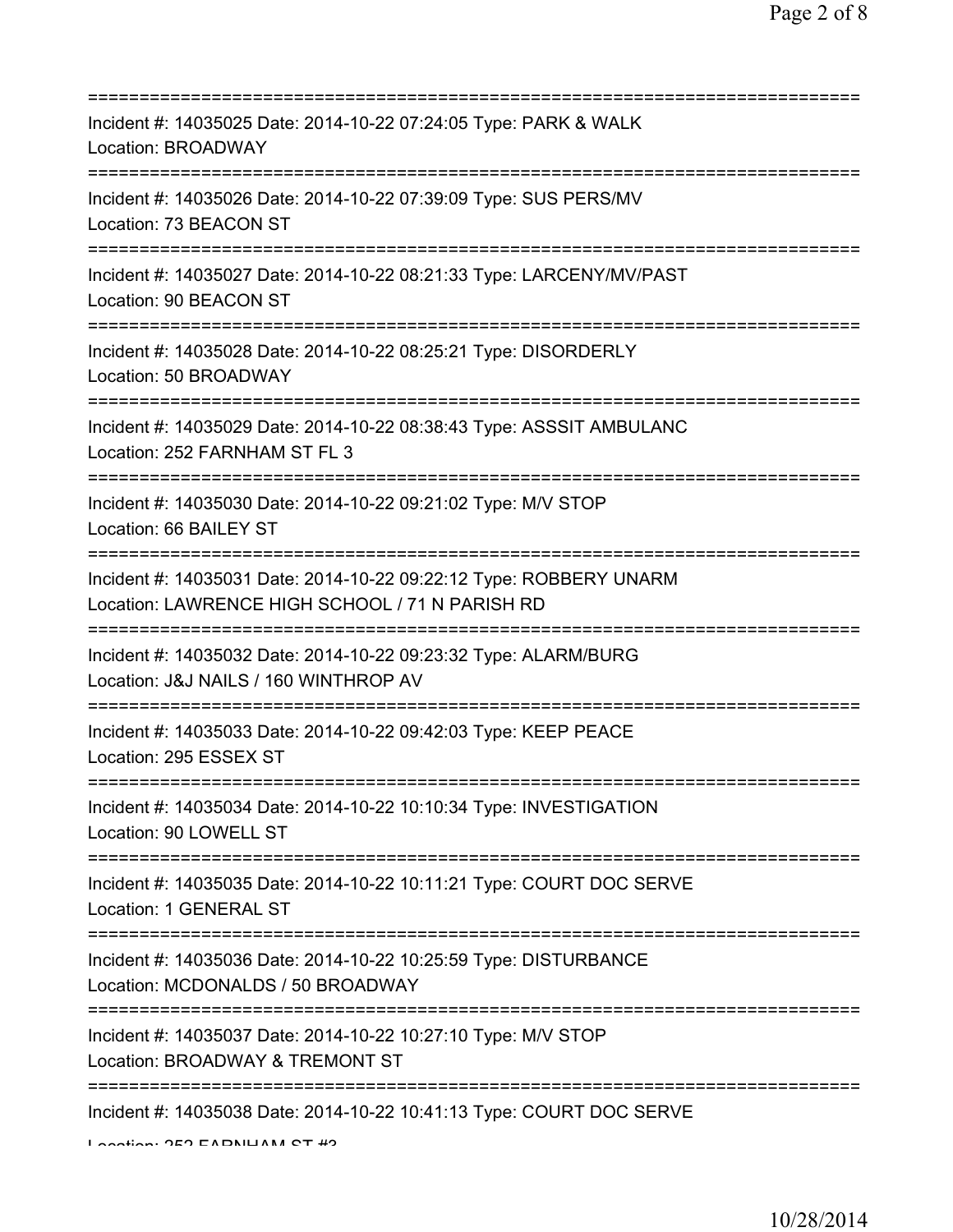===========================================================================
Incident #: 14035025 Date: 2014-10-22 07:24:05 Type: PARK & WALK
Location: BROADWAY
===========================================================================
Incident #: 14035026 Date: 2014-10-22 07:39:09 Type: SUS PERS/MV
Location: 73 BEACON ST
===========================================================================
Incident #: 14035027 Date: 2014-10-22 08:21:33 Type: LARCENY/MV/PAST
Location: 90 BEACON ST
===========================================================================
Incident #: 14035028 Date: 2014-10-22 08:25:21 Type: DISORDERLY
Location: 50 BROADWAY
===========================================================================
Incident #: 14035029 Date: 2014-10-22 08:38:43 Type: ASSSIT AMBULANC
Location: 252 FARNHAM ST FL 3
===========================================================================
Incident #: 14035030 Date: 2014-10-22 09:21:02 Type: M/V STOP
Location: 66 BAILEY ST
===========================================================================
Incident #: 14035031 Date: 2014-10-22 09:22:12 Type: ROBBERY UNARM
Location: LAWRENCE HIGH SCHOOL / 71 N PARISH RD
===========================================================================
Incident #: 14035032 Date: 2014-10-22 09:23:32 Type: ALARM/BURG
Location: J&J NAILS / 160 WINTHROP AV
===========================================================================
Incident #: 14035033 Date: 2014-10-22 09:42:03 Type: KEEP PEACE
Location: 295 ESSEX ST
===========================================================================
Incident #: 14035034 Date: 2014-10-22 10:10:34 Type: INVESTIGATION
Location: 90 LOWELL ST
===========================================================================
Incident #: 14035035 Date: 2014-10-22 10:11:21 Type: COURT DOC SERVE
Location: 1 GENERAL ST
===========================================================================
Incident #: 14035036 Date: 2014-10-22 10:25:59 Type: DISTURBANCE
Location: MCDONALDS / 50 BROADWAY
===========================================================================
Incident #: 14035037 Date: 2014-10-22 10:27:10 Type: M/V STOP
Location: BROADWAY & TREMONT ST
===========================================================================
Incident #: 14035038 Date: 2014-10-22 10:41:13 Type: COURT DOC SERVE
Location: 252 FARNHAM ST #3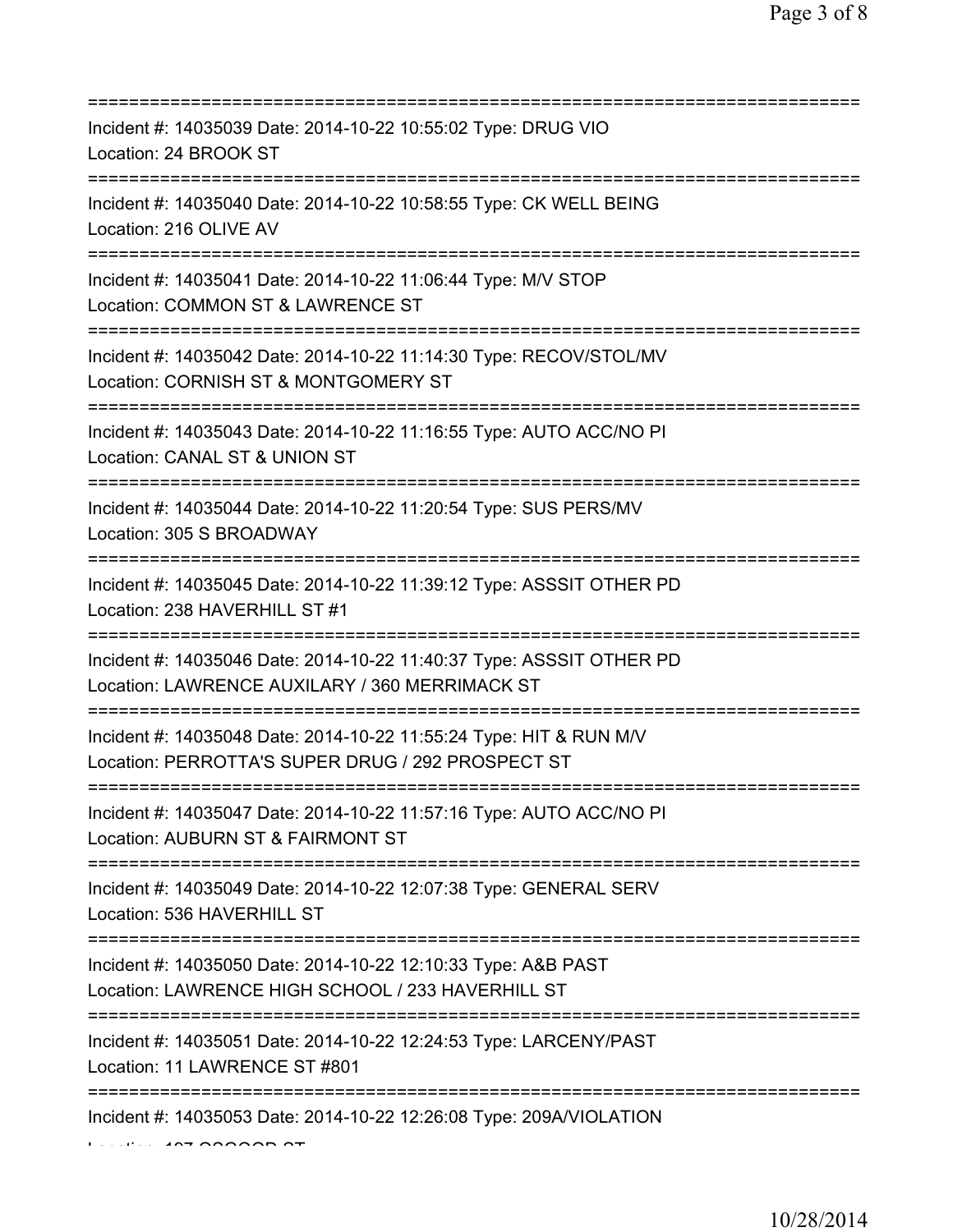==========================================================================

Incident #: 14035039 Date: 2014-10-22 10:55:02 Type: DRUG VIO
Location: 24 BROOK ST

==========================================================================

Incident #: 14035040 Date: 2014-10-22 10:58:55 Type: CK WELL BEING
Location: 216 OLIVE AV

==========================================================================

Incident #: 14035041 Date: 2014-10-22 11:06:44 Type: M/V STOP
Location: COMMON ST & LAWRENCE ST

==========================================================================

Incident #: 14035042 Date: 2014-10-22 11:14:30 Type: RECOV/STOL/MV
Location: CORNISH ST & MONTGOMERY ST

==========================================================================

Incident #: 14035043 Date: 2014-10-22 11:16:55 Type: AUTO ACC/NO PI
Location: CANAL ST & UNION ST

==========================================================================

Incident #: 14035044 Date: 2014-10-22 11:20:54 Type: SUS PERS/MV
Location: 305 S BROADWAY

==========================================================================

Incident #: 14035045 Date: 2014-10-22 11:39:12 Type: ASSSIT OTHER PD
Location: 238 HAVERHILL ST #1

==========================================================================

Incident #: 14035046 Date: 2014-10-22 11:40:37 Type: ASSSIT OTHER PD
Location: LAWRENCE AUXILARY / 360 MERRIMACK ST

==========================================================================

Incident #: 14035048 Date: 2014-10-22 11:55:24 Type: HIT & RUN M/V
Location: PERROTTA'S SUPER DRUG / 292 PROSPECT ST

==========================================================================

Incident #: 14035047 Date: 2014-10-22 11:57:16 Type: AUTO ACC/NO PI
Location: AUBURN ST & FAIRMONT ST

==========================================================================

Incident #: 14035049 Date: 2014-10-22 12:07:38 Type: GENERAL SERV
Location: 536 HAVERHILL ST

==========================================================================

Incident #: 14035050 Date: 2014-10-22 12:10:33 Type: A&B PAST
Location: LAWRENCE HIGH SCHOOL / 233 HAVERHILL ST

==========================================================================

Incident #: 14035051 Date: 2014-10-22 12:24:53 Type: LARCENY/PAST
Location: 11 LAWRENCE ST #801

==========================================================================

Incident #: 14035053 Date: 2014-10-22 12:26:08 Type: 209A/VIOLATION
Location: 107 OSGOOD ST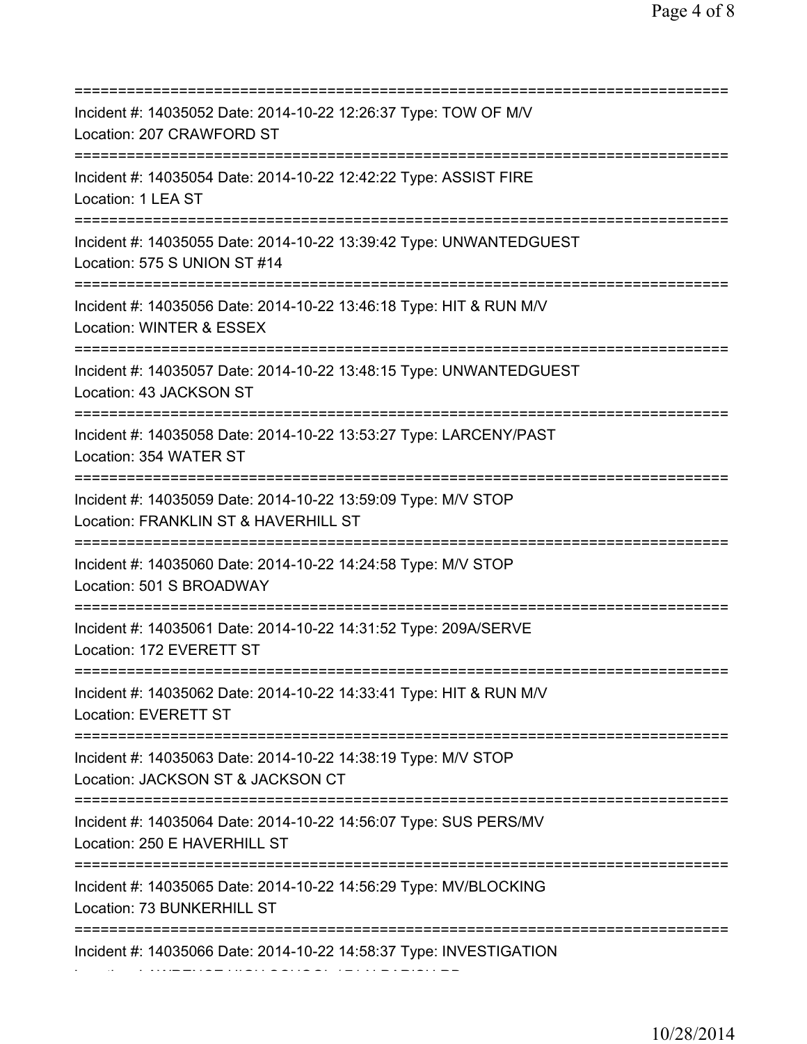==============================================================================
Incident #: 14035052 Date: 2014-10-22 12:26:37 Type: TOW OF M/V
Location: 207 CRAWFORD ST
==============================================================================
Incident #: 14035054 Date: 2014-10-22 12:42:22 Type: ASSIST FIRE
Location: 1 LEA ST
==============================================================================
Incident #: 14035055 Date: 2014-10-22 13:39:42 Type: UNWANTEDGUEST
Location: 575 S UNION ST #14
==============================================================================
Incident #: 14035056 Date: 2014-10-22 13:46:18 Type: HIT & RUN M/V
Location: WINTER & ESSEX
==============================================================================
Incident #: 14035057 Date: 2014-10-22 13:48:15 Type: UNWANTEDGUEST
Location: 43 JACKSON ST
==============================================================================
Incident #: 14035058 Date: 2014-10-22 13:53:27 Type: LARCENY/PAST
Location: 354 WATER ST
==============================================================================
Incident #: 14035059 Date: 2014-10-22 13:59:09 Type: M/V STOP
Location: FRANKLIN ST & HAVERHILL ST
==============================================================================
Incident #: 14035060 Date: 2014-10-22 14:24:58 Type: M/V STOP
Location: 501 S BROADWAY
==============================================================================
Incident #: 14035061 Date: 2014-10-22 14:31:52 Type: 209A/SERVE
Location: 172 EVERETT ST
==============================================================================
Incident #: 14035062 Date: 2014-10-22 14:33:41 Type: HIT & RUN M/V
Location: EVERETT ST
==============================================================================
Incident #: 14035063 Date: 2014-10-22 14:38:19 Type: M/V STOP
Location: JACKSON ST & JACKSON CT
==============================================================================
Incident #: 14035064 Date: 2014-10-22 14:56:07 Type: SUS PERS/MV
Location: 250 E HAVERHILL ST
==============================================================================
Incident #: 14035065 Date: 2014-10-22 14:56:29 Type: MV/BLOCKING
Location: 73 BUNKERHILL ST
==============================================================================
Incident #: 14035066 Date: 2014-10-22 14:58:37 Type: INVESTIGATION
Location: LAWRENCE HIGH SCHOOL / 71 N PARISH RD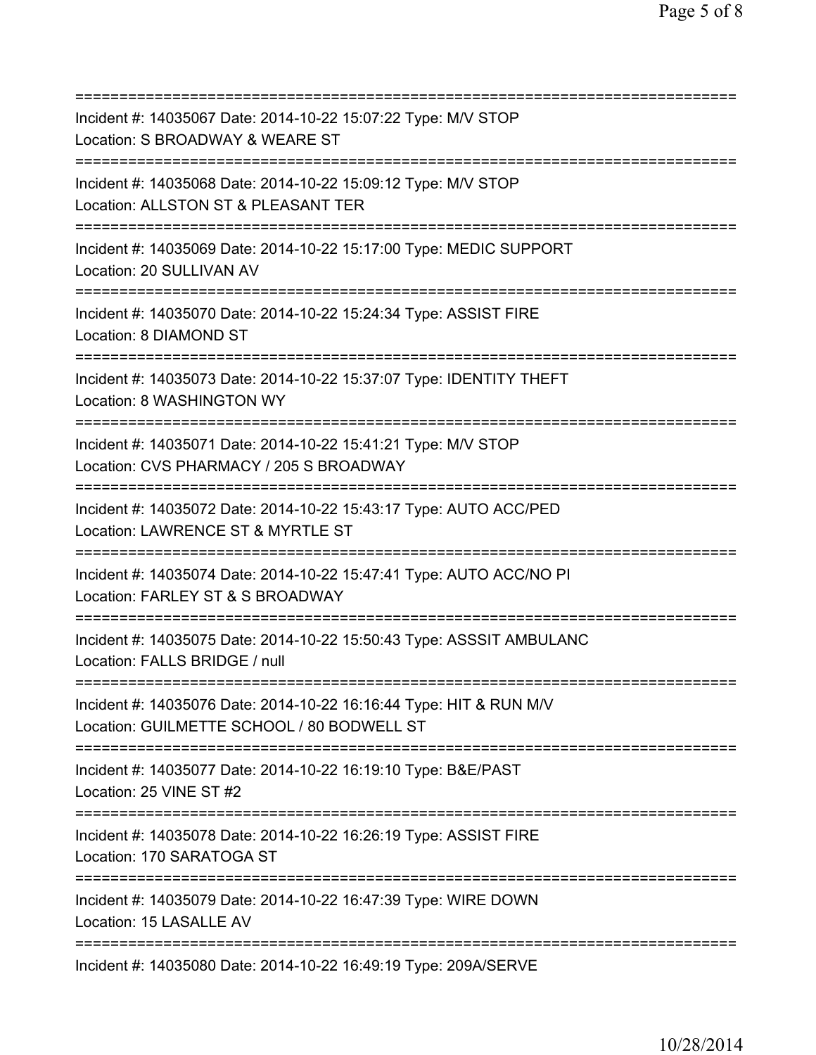===========================================================================
Incident #: 14035067 Date: 2014-10-22 15:07:22 Type: M/V STOP
Location: S BROADWAY & WEARE ST
===========================================================================
Incident #: 14035068 Date: 2014-10-22 15:09:12 Type: M/V STOP
Location: ALLSTON ST & PLEASANT TER
===========================================================================
Incident #: 14035069 Date: 2014-10-22 15:17:00 Type: MEDIC SUPPORT
Location: 20 SULLIVAN AV
===========================================================================
Incident #: 14035070 Date: 2014-10-22 15:24:34 Type: ASSIST FIRE
Location: 8 DIAMOND ST
===========================================================================
Incident #: 14035073 Date: 2014-10-22 15:37:07 Type: IDENTITY THEFT
Location: 8 WASHINGTON WY
===========================================================================
Incident #: 14035071 Date: 2014-10-22 15:41:21 Type: M/V STOP
Location: CVS PHARMACY / 205 S BROADWAY
===========================================================================
Incident #: 14035072 Date: 2014-10-22 15:43:17 Type: AUTO ACC/PED
Location: LAWRENCE ST & MYRTLE ST
===========================================================================
Incident #: 14035074 Date: 2014-10-22 15:47:41 Type: AUTO ACC/NO PI
Location: FARLEY ST & S BROADWAY
===========================================================================
Incident #: 14035075 Date: 2014-10-22 15:50:43 Type: ASSSIT AMBULANC
Location: FALLS BRIDGE / null
===========================================================================
Incident #: 14035076 Date: 2014-10-22 16:16:44 Type: HIT & RUN M/V
Location: GUILMETTE SCHOOL / 80 BODWELL ST
===========================================================================
Incident #: 14035077 Date: 2014-10-22 16:19:10 Type: B&E/PAST
Location: 25 VINE ST #2
===========================================================================
Incident #: 14035078 Date: 2014-10-22 16:26:19 Type: ASSIST FIRE
Location: 170 SARATOGA ST
===========================================================================
Incident #: 14035079 Date: 2014-10-22 16:47:39 Type: WIRE DOWN
Location: 15 LASALLE AV
===========================================================================
Incident #: 14035080 Date: 2014-10-22 16:49:19 Type: 209A/SERVE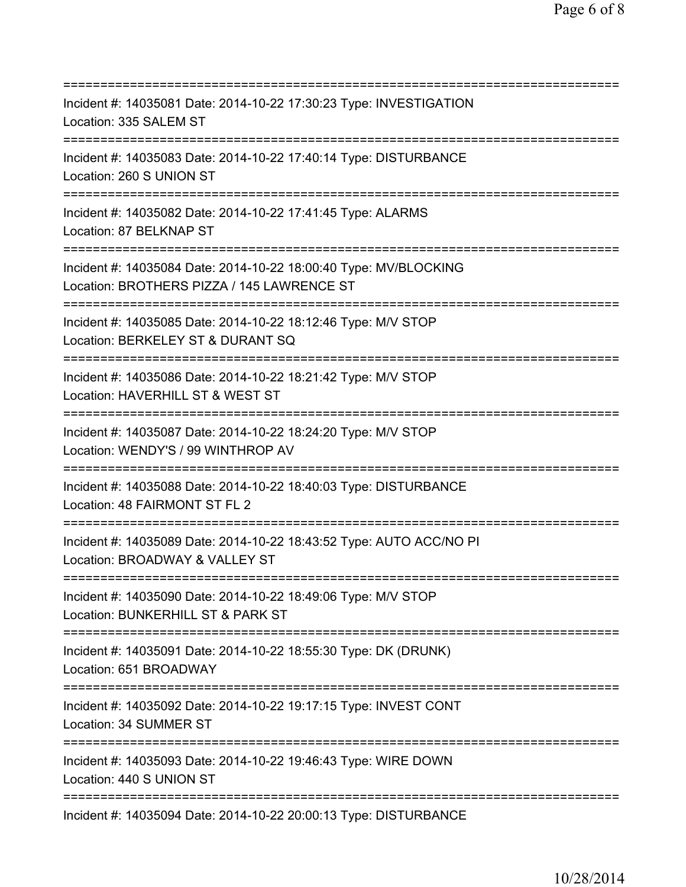===========================================================================
Incident #: 14035081 Date: 2014-10-22 17:30:23 Type: INVESTIGATION
Location: 335 SALEM ST
===========================================================================
Incident #: 14035083 Date: 2014-10-22 17:40:14 Type: DISTURBANCE
Location: 260 S UNION ST
===========================================================================
Incident #: 14035082 Date: 2014-10-22 17:41:45 Type: ALARMS
Location: 87 BELKNAP ST
===========================================================================
Incident #: 14035084 Date: 2014-10-22 18:00:40 Type: MV/BLOCKING
Location: BROTHERS PIZZA / 145 LAWRENCE ST
===========================================================================
Incident #: 14035085 Date: 2014-10-22 18:12:46 Type: M/V STOP
Location: BERKELEY ST & DURANT SQ
===========================================================================
Incident #: 14035086 Date: 2014-10-22 18:21:42 Type: M/V STOP
Location: HAVERHILL ST & WEST ST
===========================================================================
Incident #: 14035087 Date: 2014-10-22 18:24:20 Type: M/V STOP
Location: WENDY'S / 99 WINTHROP AV
===========================================================================
Incident #: 14035088 Date: 2014-10-22 18:40:03 Type: DISTURBANCE
Location: 48 FAIRMONT ST FL 2
===========================================================================
Incident #: 14035089 Date: 2014-10-22 18:43:52 Type: AUTO ACC/NO PI
Location: BROADWAY & VALLEY ST
===========================================================================
Incident #: 14035090 Date: 2014-10-22 18:49:06 Type: M/V STOP
Location: BUNKERHILL ST & PARK ST
===========================================================================
Incident #: 14035091 Date: 2014-10-22 18:55:30 Type: DK (DRUNK)
Location: 651 BROADWAY
===========================================================================
Incident #: 14035092 Date: 2014-10-22 19:17:15 Type: INVEST CONT
Location: 34 SUMMER ST
===========================================================================
Incident #: 14035093 Date: 2014-10-22 19:46:43 Type: WIRE DOWN
Location: 440 S UNION ST
===========================================================================
Incident #: 14035094 Date: 2014-10-22 20:00:13 Type: DISTURBANCE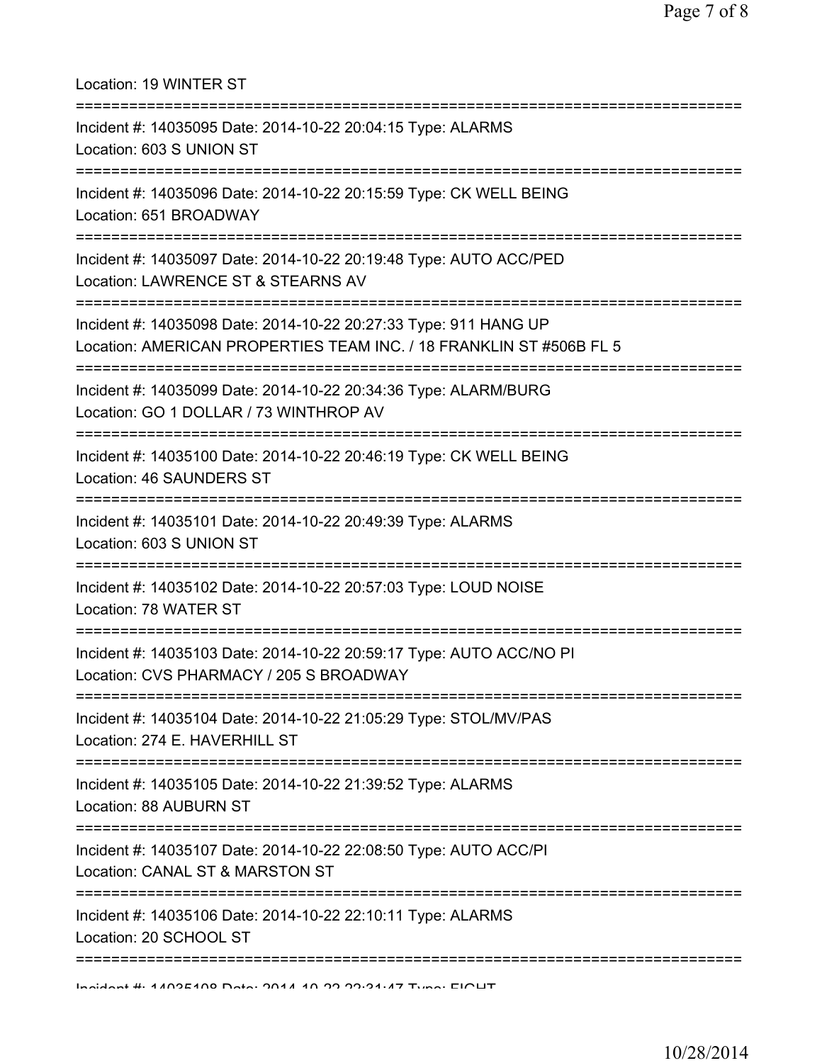Location: 19 WINTER ST

===========================================================================

Incident #: 14035095 Date: 2014-10-22 20:04:15 Type: ALARMS
Location: 603 S UNION ST

===========================================================================

Incident #: 14035096 Date: 2014-10-22 20:15:59 Type: CK WELL BEING
Location: 651 BROADWAY

===========================================================================

Incident #: 14035097 Date: 2014-10-22 20:19:48 Type: AUTO ACC/PED
Location: LAWRENCE ST & STEARNS AV

===========================================================================

Incident #: 14035098 Date: 2014-10-22 20:27:33 Type: 911 HANG UP
Location: AMERICAN PROPERTIES TEAM INC. / 18 FRANKLIN ST #506B FL 5

===========================================================================

Incident #: 14035099 Date: 2014-10-22 20:34:36 Type: ALARM/BURG
Location: GO 1 DOLLAR / 73 WINTHROP AV

===========================================================================

Incident #: 14035100 Date: 2014-10-22 20:46:19 Type: CK WELL BEING
Location: 46 SAUNDERS ST

===========================================================================

Incident #: 14035101 Date: 2014-10-22 20:49:39 Type: ALARMS
Location: 603 S UNION ST

===========================================================================

Incident #: 14035102 Date: 2014-10-22 20:57:03 Type: LOUD NOISE
Location: 78 WATER ST

===========================================================================

Incident #: 14035103 Date: 2014-10-22 20:59:17 Type: AUTO ACC/NO PI
Location: CVS PHARMACY / 205 S BROADWAY

===========================================================================

Incident #: 14035104 Date: 2014-10-22 21:05:29 Type: STOL/MV/PAS
Location: 274 E. HAVERHILL ST

===========================================================================

Incident #: 14035105 Date: 2014-10-22 21:39:52 Type: ALARMS
Location: 88 AUBURN ST

===========================================================================

Incident #: 14035107 Date: 2014-10-22 22:08:50 Type: AUTO ACC/PI
Location: CANAL ST & MARSTON ST

===========================================================================

Incident #: 14035106 Date: 2014-10-22 22:10:11 Type: ALARMS
Location: 20 SCHOOL ST

===========================================================================

Incident #: 14035108 Date: 2014-10-22 22:31:47 Type: FIGHT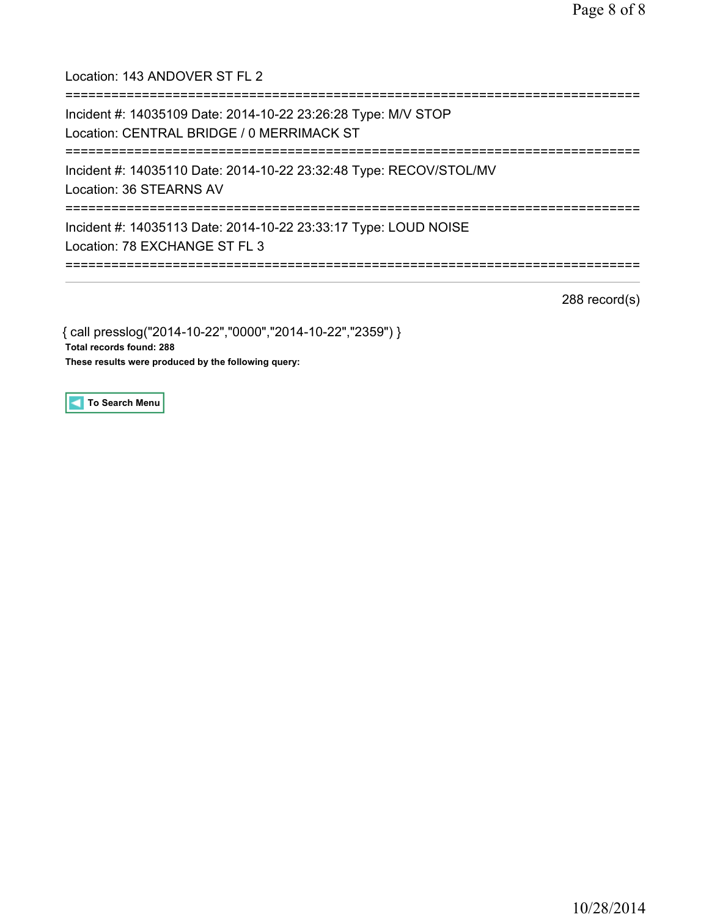Location: 143 ANDOVER ST FL 2

===========================================================================

Incident #: 14035109 Date: 2014-10-22 23:26:28 Type: M/V STOP

Location: CENTRAL BRIDGE / 0 MERRIMACK ST

===========================================================================

Incident #: 14035110 Date: 2014-10-22 23:32:48 Type: RECOV/STOL/MV

Location: 36 STEARNS AV

===========================================================================

Incident #: 14035113 Date: 2014-10-22 23:33:17 Type: LOUD NOISE

Location: 78 EXCHANGE ST FL 3

===========================================================================

---

288 record(s)

{ call presslog("2014-10-22","0000","2014-10-22","2359") }

**Total records found: 288**

**These results were produced by the following query:**

**To Search Menu**